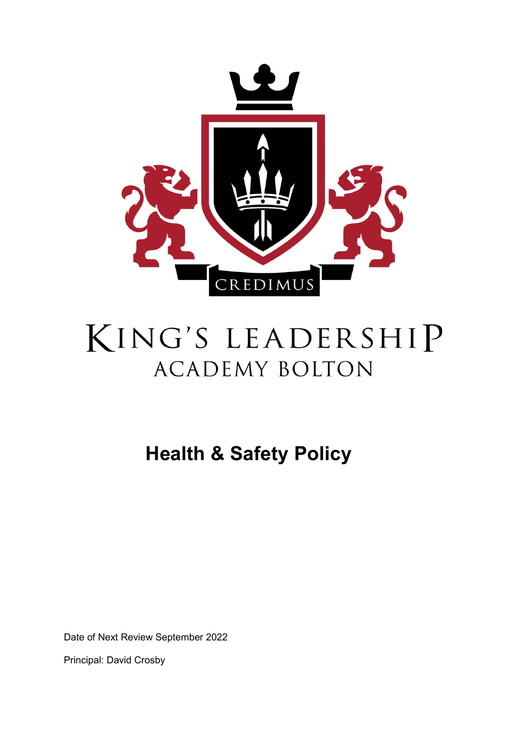CREDIMUS

KING'S LEADERSHIP
ACADEMY BOLTON

# Health & Safety Policy

Date of Next Review September 2022

Principal: David Crosby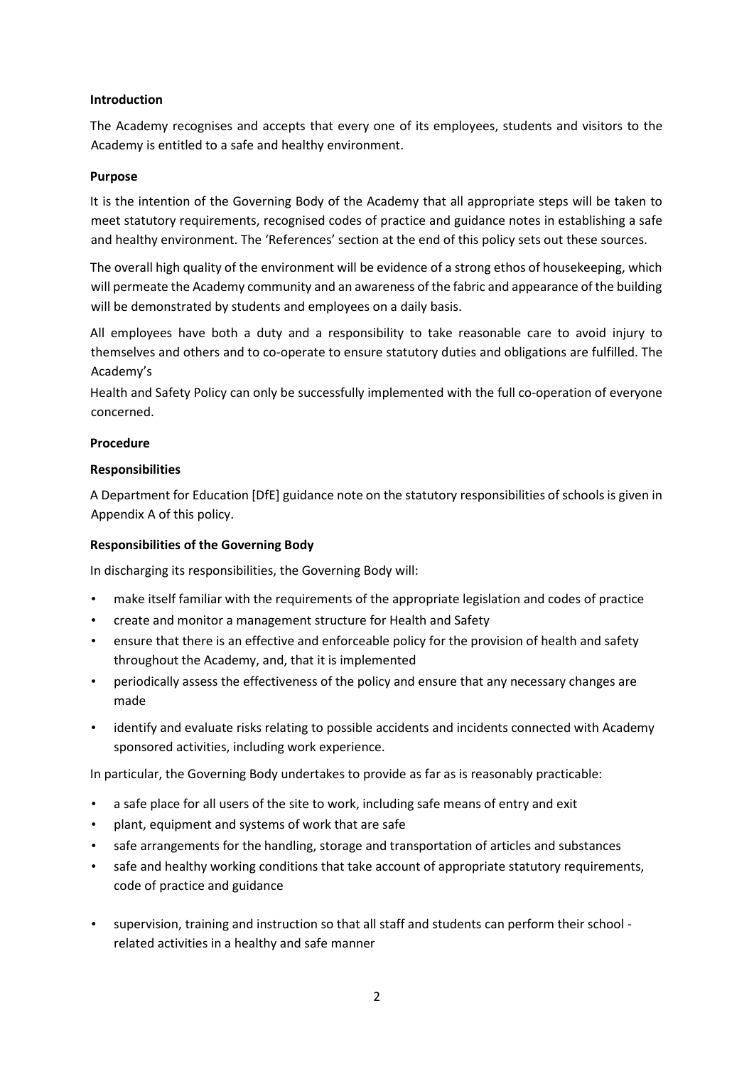**Introduction**

The Academy recognises and accepts that every one of its employees, students and visitors to the Academy is entitled to a safe and healthy environment.

**Purpose**

It is the intention of the Governing Body of the Academy that all appropriate steps will be taken to meet statutory requirements, recognised codes of practice and guidance notes in establishing a safe and healthy environment. The 'References' section at the end of this policy sets out these sources.

The overall high quality of the environment will be evidence of a strong ethos of housekeeping, which will permeate the Academy community and an awareness of the fabric and appearance of the building will be demonstrated by students and employees on a daily basis.

All employees have both a duty and a responsibility to take reasonable care to avoid injury to themselves and others and to co-operate to ensure statutory duties and obligations are fulfilled. The Academy's

Health and Safety Policy can only be successfully implemented with the full co-operation of everyone concerned.

**Procedure**

**Responsibilities**

A Department for Education [DfE] guidance note on the statutory responsibilities of schools is given in Appendix A of this policy.

**Responsibilities of the Governing Body**

In discharging its responsibilities, the Governing Body will:

- make itself familiar with the requirements of the appropriate legislation and codes of practice
- create and monitor a management structure for Health and Safety
- ensure that there is an effective and enforceable policy for the provision of health and safety throughout the Academy, and, that it is implemented
- periodically assess the effectiveness of the policy and ensure that any necessary changes are made
- identify and evaluate risks relating to possible accidents and incidents connected with Academy sponsored activities, including work experience.

In particular, the Governing Body undertakes to provide as far as is reasonably practicable:

- a safe place for all users of the site to work, including safe means of entry and exit
- plant, equipment and systems of work that are safe
- safe arrangements for the handling, storage and transportation of articles and substances
- safe and healthy working conditions that take account of appropriate statutory requirements, code of practice and guidance
- supervision, training and instruction so that all staff and students can perform their school - related activities in a healthy and safe manner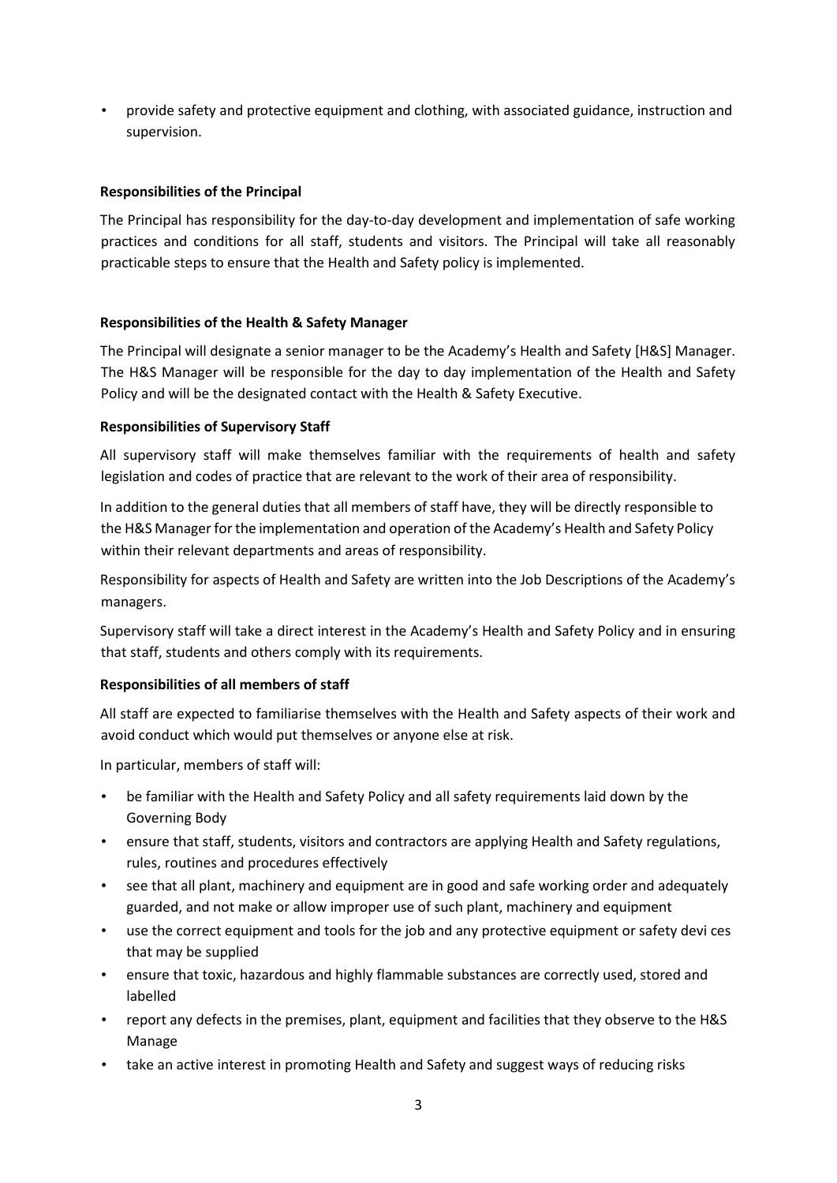- provide safety and protective equipment and clothing, with associated guidance, instruction and supervision.

**Responsibilities of the Principal**

The Principal has responsibility for the day-to-day development and implementation of safe working practices and conditions for all staff, students and visitors. The Principal will take all reasonably practicable steps to ensure that the Health and Safety policy is implemented.

**Responsibilities of the Health & Safety Manager**

The Principal will designate a senior manager to be the Academy's Health and Safety [H&S] Manager. The H&S Manager will be responsible for the day to day implementation of the Health and Safety Policy and will be the designated contact with the Health & Safety Executive.

**Responsibilities of Supervisory Staff**

All supervisory staff will make themselves familiar with the requirements of health and safety legislation and codes of practice that are relevant to the work of their area of responsibility.

In addition to the general duties that all members of staff have, they will be directly responsible to the H&S Manager for the implementation and operation of the Academy's Health and Safety Policy within their relevant departments and areas of responsibility.

Responsibility for aspects of Health and Safety are written into the Job Descriptions of the Academy's managers.

Supervisory staff will take a direct interest in the Academy's Health and Safety Policy and in ensuring that staff, students and others comply with its requirements.

**Responsibilities of all members of staff**

All staff are expected to familiarise themselves with the Health and Safety aspects of their work and avoid conduct which would put themselves or anyone else at risk.

In particular, members of staff will:

- be familiar with the Health and Safety Policy and all safety requirements laid down by the Governing Body
- ensure that staff, students, visitors and contractors are applying Health and Safety regulations, rules, routines and procedures effectively
- see that all plant, machinery and equipment are in good and safe working order and adequately guarded, and not make or allow improper use of such plant, machinery and equipment
- use the correct equipment and tools for the job and any protective equipment or safety devi ces that may be supplied
- ensure that toxic, hazardous and highly flammable substances are correctly used, stored and labelled
- report any defects in the premises, plant, equipment and facilities that they observe to the H&S Manage
- take an active interest in promoting Health and Safety and suggest ways of reducing risks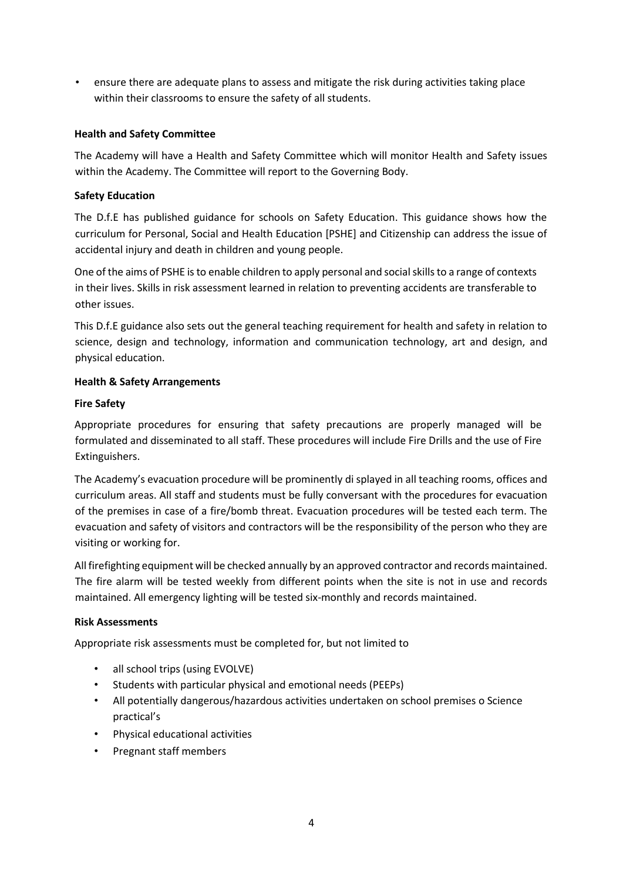- ensure there are adequate plans to assess and mitigate the risk during activities taking place within their classrooms to ensure the safety of all students.

**Health and Safety Committee**

The Academy will have a Health and Safety Committee which will monitor Health and Safety issues within the Academy. The Committee will report to the Governing Body.

**Safety Education**

The D.f.E has published guidance for schools on Safety Education. This guidance shows how the curriculum for Personal, Social and Health Education [PSHE] and Citizenship can address the issue of accidental injury and death in children and young people.

One of the aims of PSHE is to enable children to apply personal and social skills to a range of contexts in their lives. Skills in risk assessment learned in relation to preventing accidents are transferable to other issues.

This D.f.E guidance also sets out the general teaching requirement for health and safety in relation to science, design and technology, information and communication technology, art and design, and physical education.

**Health & Safety Arrangements**

**Fire Safety**

Appropriate procedures for ensuring that safety precautions are properly managed will be formulated and disseminated to all staff. These procedures will include Fire Drills and the use of Fire Extinguishers.

The Academy's evacuation procedure will be prominently di splayed in all teaching rooms, offices and curriculum areas. All staff and students must be fully conversant with the procedures for evacuation of the premises in case of a fire/bomb threat. Evacuation procedures will be tested each term. The evacuation and safety of visitors and contractors will be the responsibility of the person who they are visiting or working for.

All firefighting equipment will be checked annually by an approved contractor and records maintained. The fire alarm will be tested weekly from different points when the site is not in use and records maintained. All emergency lighting will be tested six-monthly and records maintained.

**Risk Assessments**

Appropriate risk assessments must be completed for, but not limited to

- all school trips (using EVOLVE)
- Students with particular physical and emotional needs (PEEPs)
- All potentially dangerous/hazardous activities undertaken on school premises o Science practical's
- Physical educational activities
- Pregnant staff members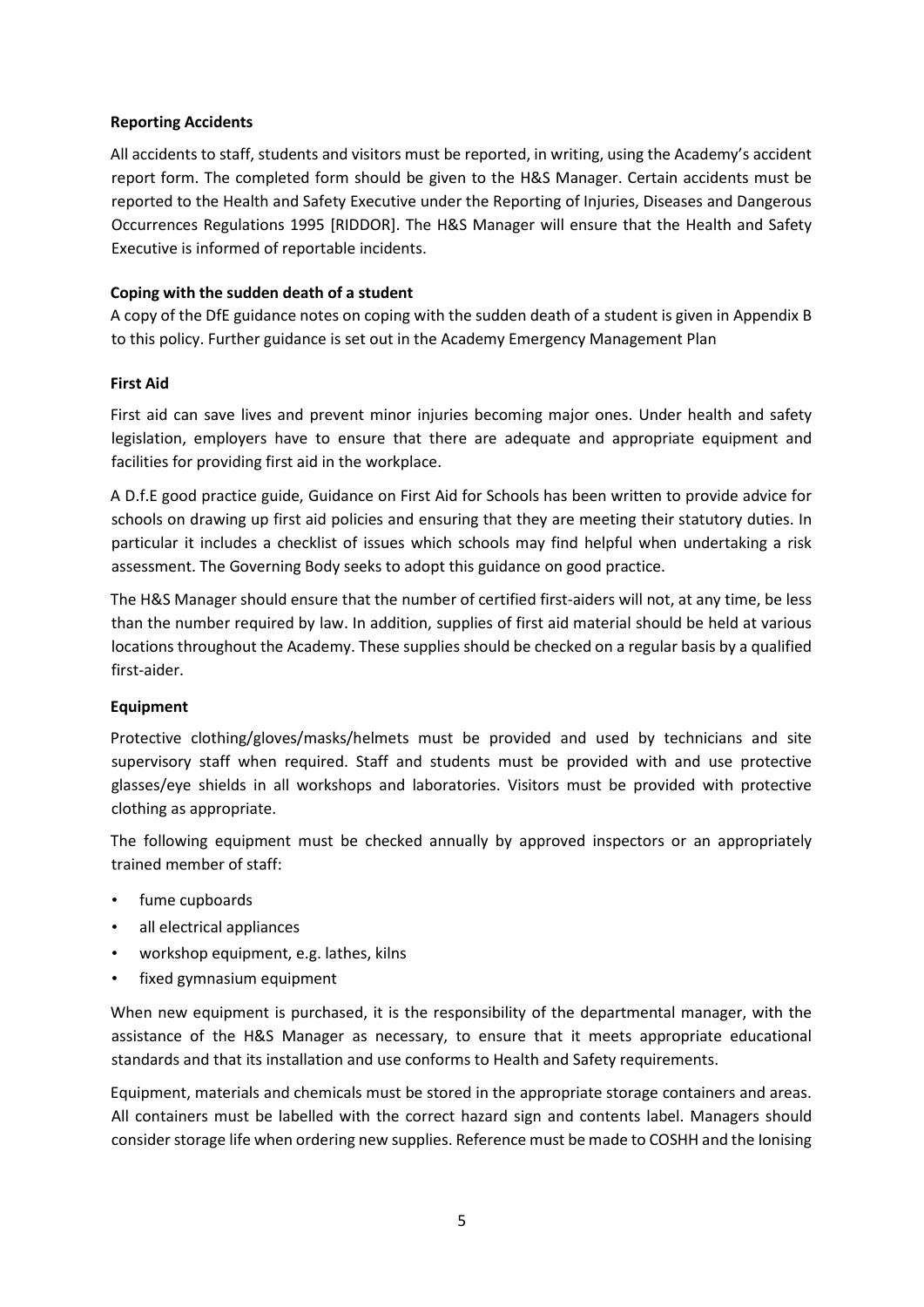**Reporting Accidents**

All accidents to staff, students and visitors must be reported, in writing, using the Academy's accident report form. The completed form should be given to the H&S Manager. Certain accidents must be reported to the Health and Safety Executive under the Reporting of Injuries, Diseases and Dangerous Occurrences Regulations 1995 [RIDDOR]. The H&S Manager will ensure that the Health and Safety Executive is informed of reportable incidents.

**Coping with the sudden death of a student**

A copy of the DfE guidance notes on coping with the sudden death of a student is given in Appendix B to this policy. Further guidance is set out in the Academy Emergency Management Plan

**First Aid**

First aid can save lives and prevent minor injuries becoming major ones. Under health and safety legislation, employers have to ensure that there are adequate and appropriate equipment and facilities for providing first aid in the workplace.

A D.f.E good practice guide, Guidance on First Aid for Schools has been written to provide advice for schools on drawing up first aid policies and ensuring that they are meeting their statutory duties. In particular it includes a checklist of issues which schools may find helpful when undertaking a risk assessment. The Governing Body seeks to adopt this guidance on good practice.

The H&S Manager should ensure that the number of certified first-aiders will not, at any time, be less than the number required by law. In addition, supplies of first aid material should be held at various locations throughout the Academy. These supplies should be checked on a regular basis by a qualified first-aider.

**Equipment**

Protective clothing/gloves/masks/helmets must be provided and used by technicians and site supervisory staff when required. Staff and students must be provided with and use protective glasses/eye shields in all workshops and laboratories. Visitors must be provided with protective clothing as appropriate.

The following equipment must be checked annually by approved inspectors or an appropriately trained member of staff:

- fume cupboards
- all electrical appliances
- workshop equipment, e.g. lathes, kilns
- fixed gymnasium equipment

When new equipment is purchased, it is the responsibility of the departmental manager, with the assistance of the H&S Manager as necessary, to ensure that it meets appropriate educational standards and that its installation and use conforms to Health and Safety requirements.

Equipment, materials and chemicals must be stored in the appropriate storage containers and areas. All containers must be labelled with the correct hazard sign and contents label. Managers should consider storage life when ordering new supplies. Reference must be made to COSHH and the Ionising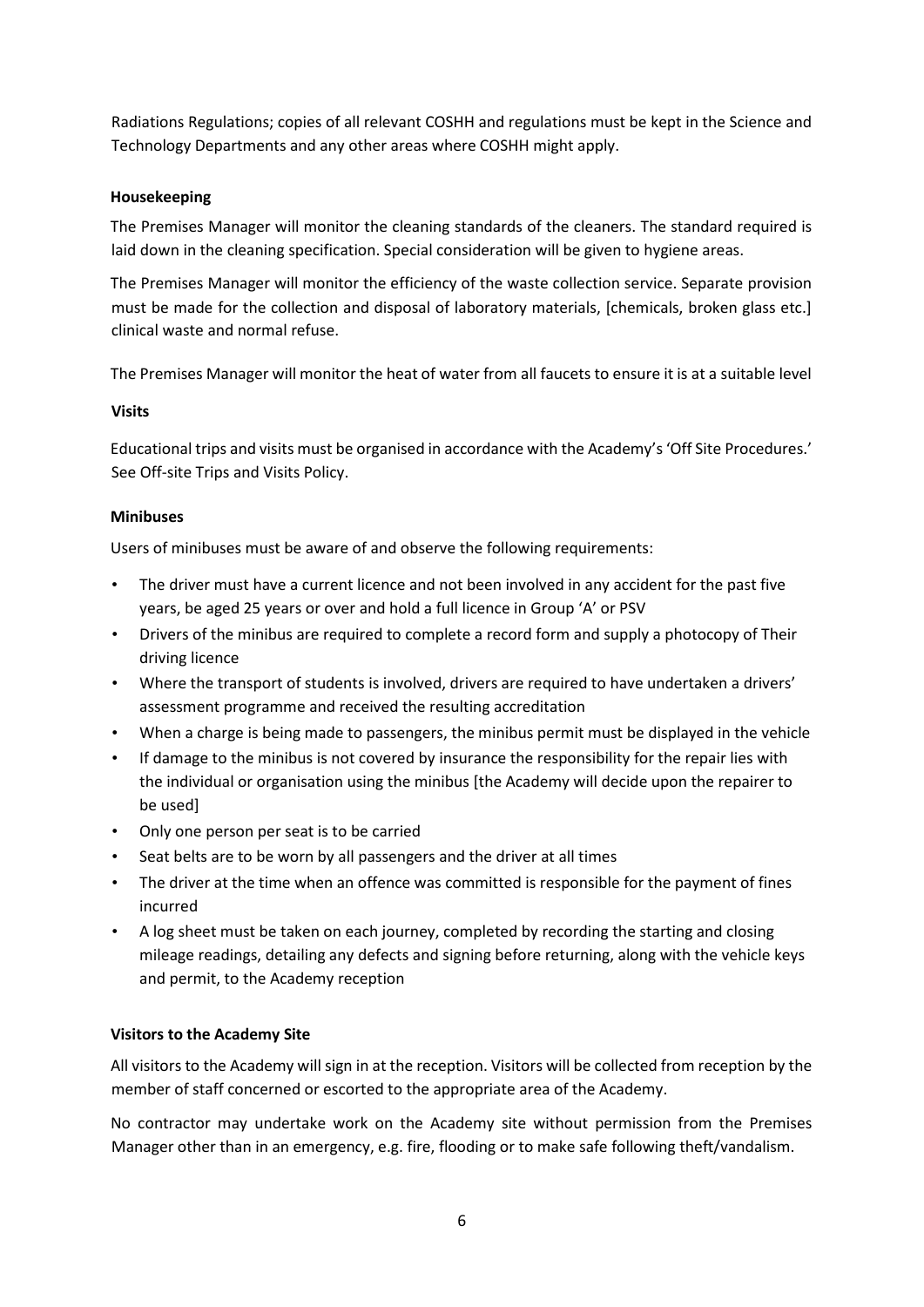Radiations Regulations; copies of all relevant COSHH and regulations must be kept in the Science and Technology Departments and any other areas where COSHH might apply.

**Housekeeping**

The Premises Manager will monitor the cleaning standards of the cleaners. The standard required is laid down in the cleaning specification. Special consideration will be given to hygiene areas.

The Premises Manager will monitor the efficiency of the waste collection service. Separate provision must be made for the collection and disposal of laboratory materials, [chemicals, broken glass etc.] clinical waste and normal refuse.

The Premises Manager will monitor the heat of water from all faucets to ensure it is at a suitable level

**Visits**

Educational trips and visits must be organised in accordance with the Academy's 'Off Site Procedures.' See Off-site Trips and Visits Policy.

**Minibuses**

Users of minibuses must be aware of and observe the following requirements:

- The driver must have a current licence and not been involved in any accident for the past five years, be aged 25 years or over and hold a full licence in Group 'A' or PSV
- Drivers of the minibus are required to complete a record form and supply a photocopy of Their driving licence
- Where the transport of students is involved, drivers are required to have undertaken a drivers' assessment programme and received the resulting accreditation
- When a charge is being made to passengers, the minibus permit must be displayed in the vehicle
- If damage to the minibus is not covered by insurance the responsibility for the repair lies with the individual or organisation using the minibus [the Academy will decide upon the repairer to be used]
- Only one person per seat is to be carried
- Seat belts are to be worn by all passengers and the driver at all times
- The driver at the time when an offence was committed is responsible for the payment of fines incurred
- A log sheet must be taken on each journey, completed by recording the starting and closing mileage readings, detailing any defects and signing before returning, along with the vehicle keys and permit, to the Academy reception

**Visitors to the Academy Site**

All visitors to the Academy will sign in at the reception. Visitors will be collected from reception by the member of staff concerned or escorted to the appropriate area of the Academy.

No contractor may undertake work on the Academy site without permission from the Premises Manager other than in an emergency, e.g. fire, flooding or to make safe following theft/vandalism.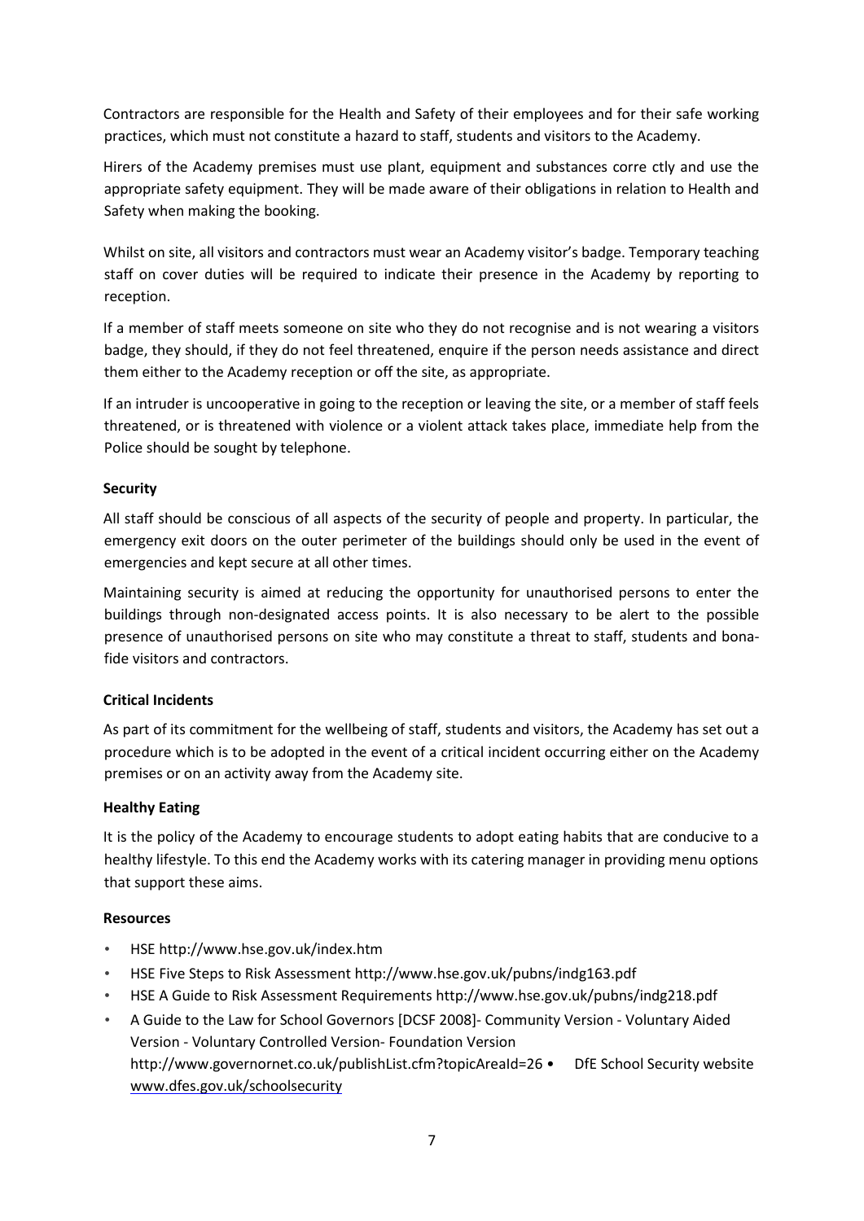Contractors are responsible for the Health and Safety of their employees and for their safe working practices, which must not constitute a hazard to staff, students and visitors to the Academy.

Hirers of the Academy premises must use plant, equipment and substances corre ctly and use the appropriate safety equipment. They will be made aware of their obligations in relation to Health and Safety when making the booking.

Whilst on site, all visitors and contractors must wear an Academy visitor's badge. Temporary teaching staff on cover duties will be required to indicate their presence in the Academy by reporting to reception.

If a member of staff meets someone on site who they do not recognise and is not wearing a visitors badge, they should, if they do not feel threatened, enquire if the person needs assistance and direct them either to the Academy reception or off the site, as appropriate.

If an intruder is uncooperative in going to the reception or leaving the site, or a member of staff feels threatened, or is threatened with violence or a violent attack takes place, immediate help from the Police should be sought by telephone.

**Security**

All staff should be conscious of all aspects of the security of people and property. In particular, the emergency exit doors on the outer perimeter of the buildings should only be used in the event of emergencies and kept secure at all other times.

Maintaining security is aimed at reducing the opportunity for unauthorised persons to enter the buildings through non-designated access points. It is also necessary to be alert to the possible presence of unauthorised persons on site who may constitute a threat to staff, students and bona-fide visitors and contractors.

**Critical Incidents**

As part of its commitment for the wellbeing of staff, students and visitors, the Academy has set out a procedure which is to be adopted in the event of a critical incident occurring either on the Academy premises or on an activity away from the Academy site.

**Healthy Eating**

It is the policy of the Academy to encourage students to adopt eating habits that are conducive to a healthy lifestyle. To this end the Academy works with its catering manager in providing menu options that support these aims.

**Resources**

- HSE http://www.hse.gov.uk/index.htm
- HSE Five Steps to Risk Assessment http://www.hse.gov.uk/pubns/indg163.pdf
- HSE A Guide to Risk Assessment Requirements http://www.hse.gov.uk/pubns/indg218.pdf
- A Guide to the Law for School Governors [DCSF 2008]- Community Version - Voluntary Aided Version - Voluntary Controlled Version- Foundation Version http://www.governornet.co.uk/publishList.cfm?topicAreaId=26 • DfE School Security website www.dfes.gov.uk/schoolsecurity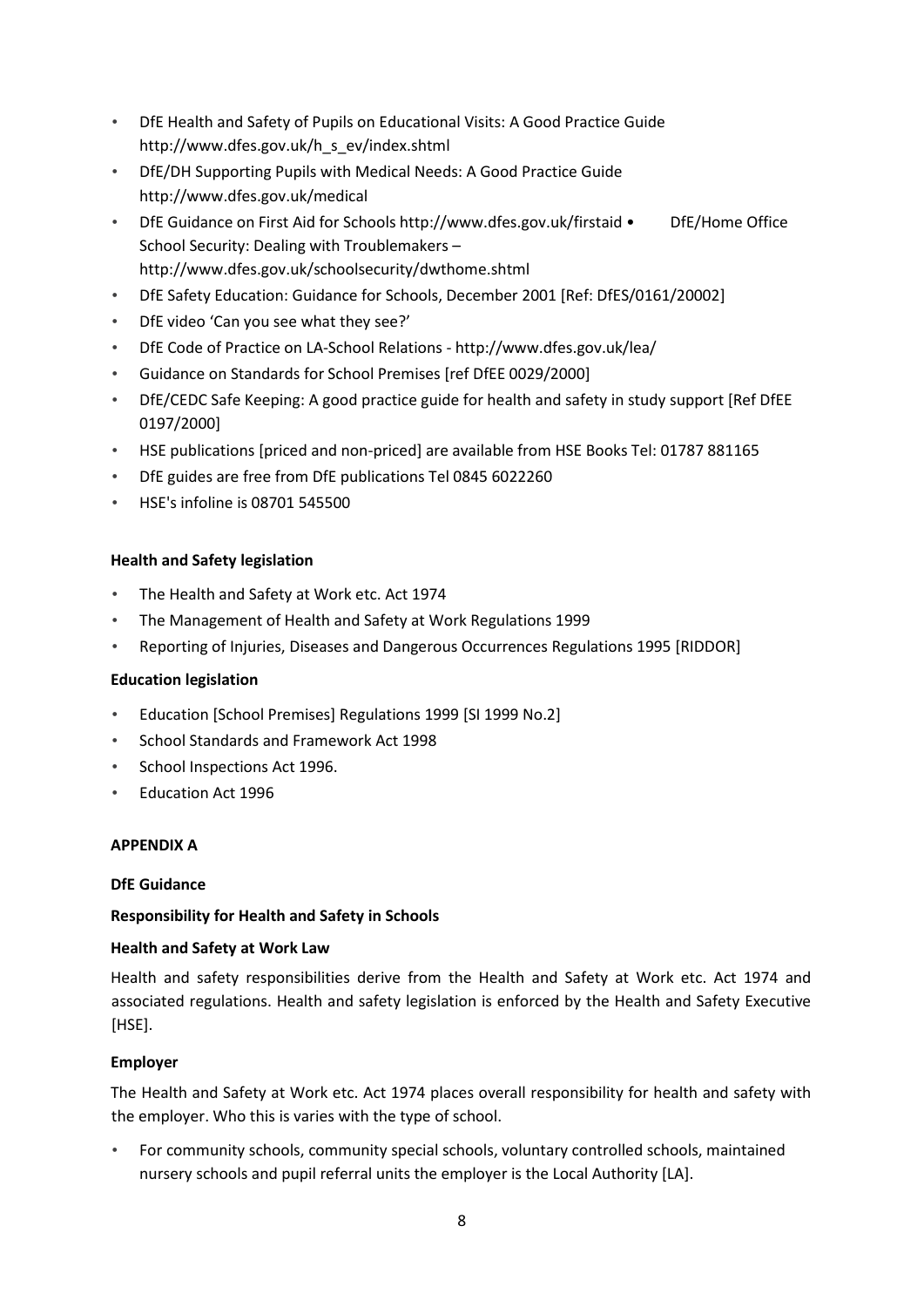- DfE Health and Safety of Pupils on Educational Visits: A Good Practice Guide http://www.dfes.gov.uk/h_s_ev/index.shtml
- DfE/DH Supporting Pupils with Medical Needs: A Good Practice Guide http://www.dfes.gov.uk/medical
- DfE Guidance on First Aid for Schools http://www.dfes.gov.uk/firstaid • DfE/Home Office School Security: Dealing with Troublemakers – http://www.dfes.gov.uk/schoolsecurity/dwthome.shtml
- DfE Safety Education: Guidance for Schools, December 2001 [Ref: DfES/0161/20002]
- DfE video 'Can you see what they see?'
- DfE Code of Practice on LA-School Relations - http://www.dfes.gov.uk/lea/
- Guidance on Standards for School Premises [ref DfEE 0029/2000]
- DfE/CEDC Safe Keeping: A good practice guide for health and safety in study support [Ref DfEE 0197/2000]
- HSE publications [priced and non-priced] are available from HSE Books Tel: 01787 881165
- DfE guides are free from DfE publications Tel 0845 6022260
- HSE's infoline is 08701 545500

**Health and Safety legislation**

- The Health and Safety at Work etc. Act 1974
- The Management of Health and Safety at Work Regulations 1999
- Reporting of Injuries, Diseases and Dangerous Occurrences Regulations 1995 [RIDDOR]

**Education legislation**

- Education [School Premises] Regulations 1999 [SI 1999 No.2]
- School Standards and Framework Act 1998
- School Inspections Act 1996.
- Education Act 1996

**APPENDIX A**

**DfE Guidance**

**Responsibility for Health and Safety in Schools**

**Health and Safety at Work Law**

Health and safety responsibilities derive from the Health and Safety at Work etc. Act 1974 and associated regulations. Health and safety legislation is enforced by the Health and Safety Executive [HSE].

**Employer**

The Health and Safety at Work etc. Act 1974 places overall responsibility for health and safety with the employer. Who this is varies with the type of school.

- For community schools, community special schools, voluntary controlled schools, maintained nursery schools and pupil referral units the employer is the Local Authority [LA].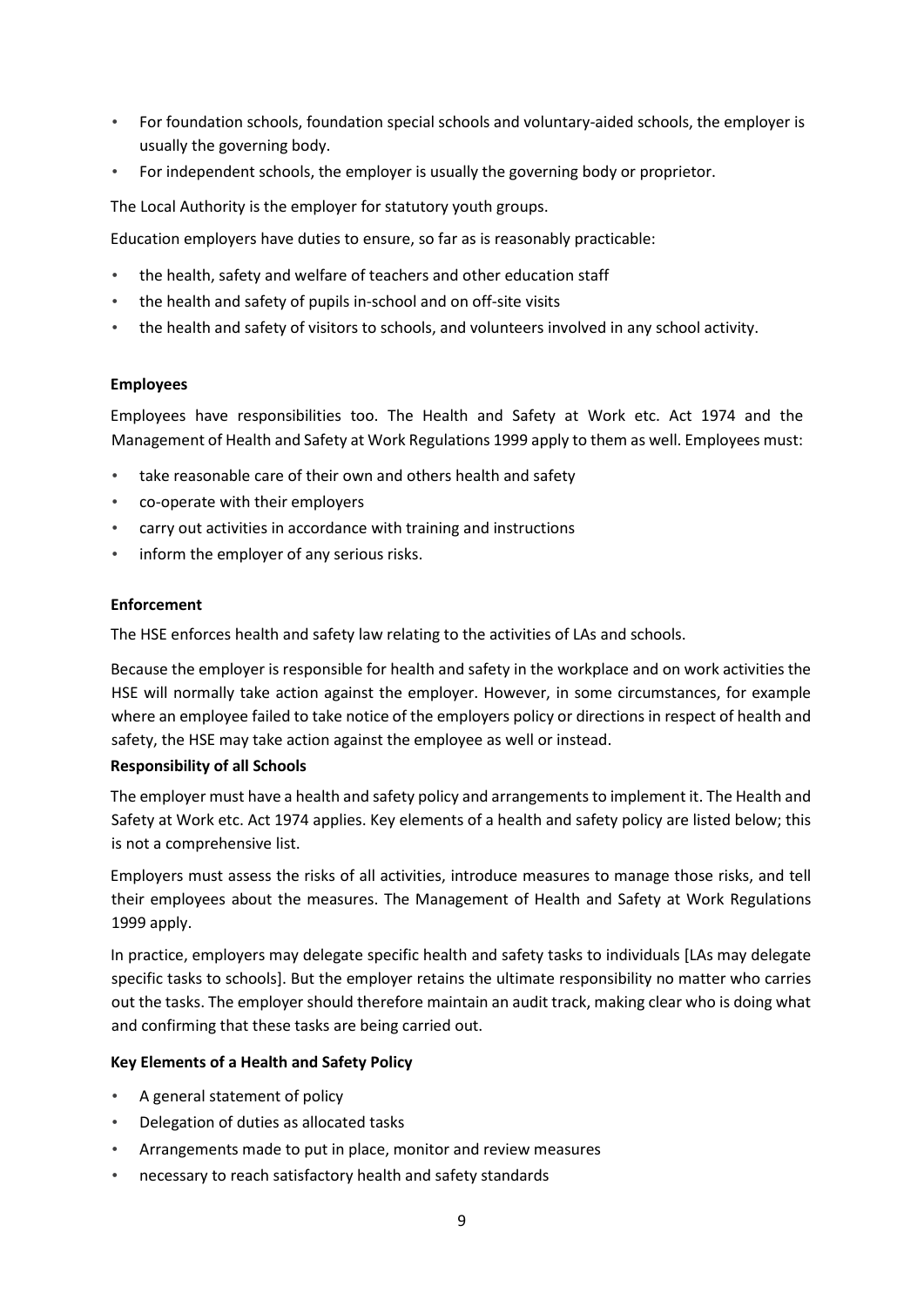- For foundation schools, foundation special schools and voluntary-aided schools, the employer is usually the governing body.
- For independent schools, the employer is usually the governing body or proprietor.

The Local Authority is the employer for statutory youth groups.

Education employers have duties to ensure, so far as is reasonably practicable:

- the health, safety and welfare of teachers and other education staff
- the health and safety of pupils in-school and on off-site visits
- the health and safety of visitors to schools, and volunteers involved in any school activity.

**Employees**

Employees have responsibilities too. The Health and Safety at Work etc. Act 1974 and the Management of Health and Safety at Work Regulations 1999 apply to them as well. Employees must:

- take reasonable care of their own and others health and safety
- co-operate with their employers
- carry out activities in accordance with training and instructions
- inform the employer of any serious risks.

**Enforcement**

The HSE enforces health and safety law relating to the activities of LAs and schools.

Because the employer is responsible for health and safety in the workplace and on work activities the HSE will normally take action against the employer. However, in some circumstances, for example where an employee failed to take notice of the employers policy or directions in respect of health and safety, the HSE may take action against the employee as well or instead.

**Responsibility of all Schools**

The employer must have a health and safety policy and arrangements to implement it. The Health and Safety at Work etc. Act 1974 applies. Key elements of a health and safety policy are listed below; this is not a comprehensive list.

Employers must assess the risks of all activities, introduce measures to manage those risks, and tell their employees about the measures. The Management of Health and Safety at Work Regulations 1999 apply.

In practice, employers may delegate specific health and safety tasks to individuals [LAs may delegate specific tasks to schools]. But the employer retains the ultimate responsibility no matter who carries out the tasks. The employer should therefore maintain an audit track, making clear who is doing what and confirming that these tasks are being carried out.

**Key Elements of a Health and Safety Policy**

- A general statement of policy
- Delegation of duties as allocated tasks
- Arrangements made to put in place, monitor and review measures
- necessary to reach satisfactory health and safety standards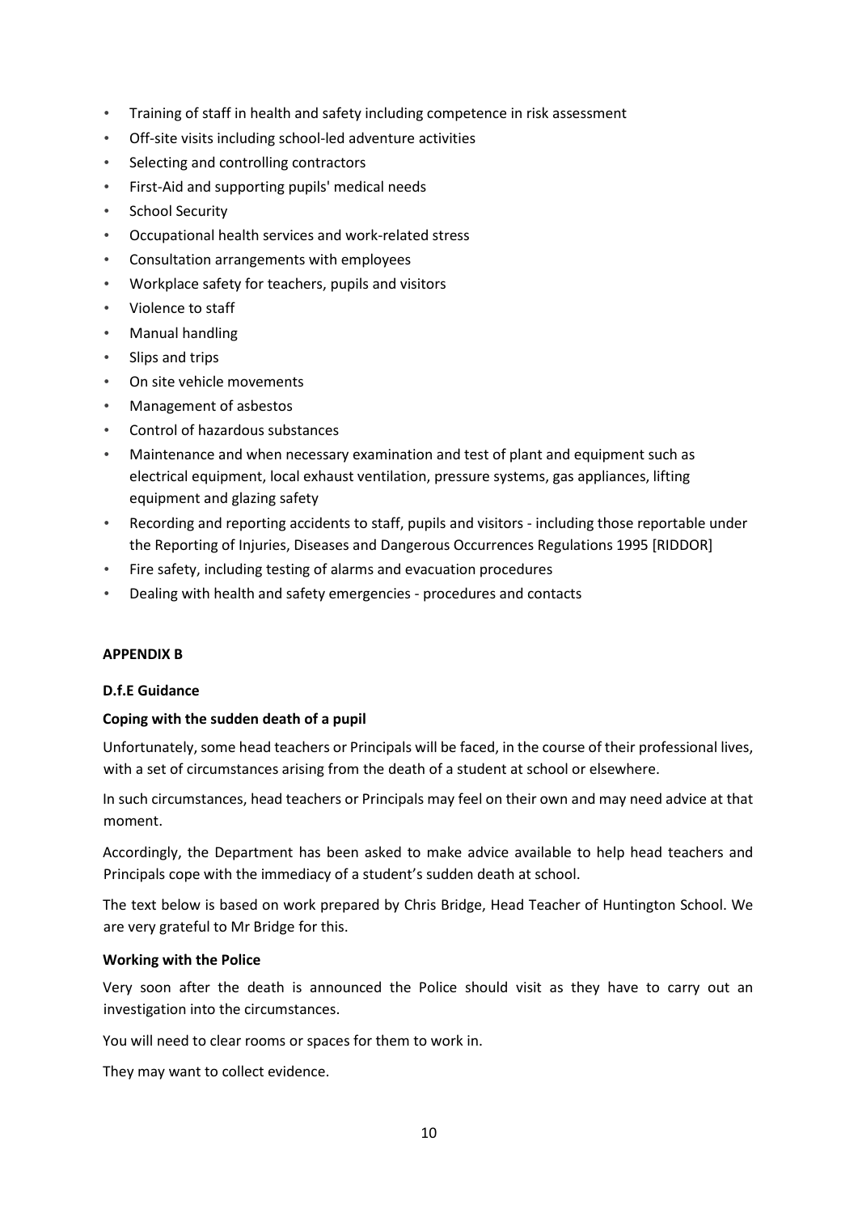- Training of staff in health and safety including competence in risk assessment
- Off-site visits including school-led adventure activities
- Selecting and controlling contractors
- First-Aid and supporting pupils' medical needs
- School Security
- Occupational health services and work-related stress
- Consultation arrangements with employees
- Workplace safety for teachers, pupils and visitors
- Violence to staff
- Manual handling
- Slips and trips
- On site vehicle movements
- Management of asbestos
- Control of hazardous substances
- Maintenance and when necessary examination and test of plant and equipment such as electrical equipment, local exhaust ventilation, pressure systems, gas appliances, lifting equipment and glazing safety
- Recording and reporting accidents to staff, pupils and visitors - including those reportable under the Reporting of Injuries, Diseases and Dangerous Occurrences Regulations 1995 [RIDDOR]
- Fire safety, including testing of alarms and evacuation procedures
- Dealing with health and safety emergencies - procedures and contacts

**APPENDIX B**

**D.f.E Guidance**

**Coping with the sudden death of a pupil**

Unfortunately, some head teachers or Principals will be faced, in the course of their professional lives, with a set of circumstances arising from the death of a student at school or elsewhere.

In such circumstances, head teachers or Principals may feel on their own and may need advice at that moment.

Accordingly, the Department has been asked to make advice available to help head teachers and Principals cope with the immediacy of a student's sudden death at school.

The text below is based on work prepared by Chris Bridge, Head Teacher of Huntington School. We are very grateful to Mr Bridge for this.

**Working with the Police**

Very soon after the death is announced the Police should visit as they have to carry out an investigation into the circumstances.

You will need to clear rooms or spaces for them to work in.

They may want to collect evidence.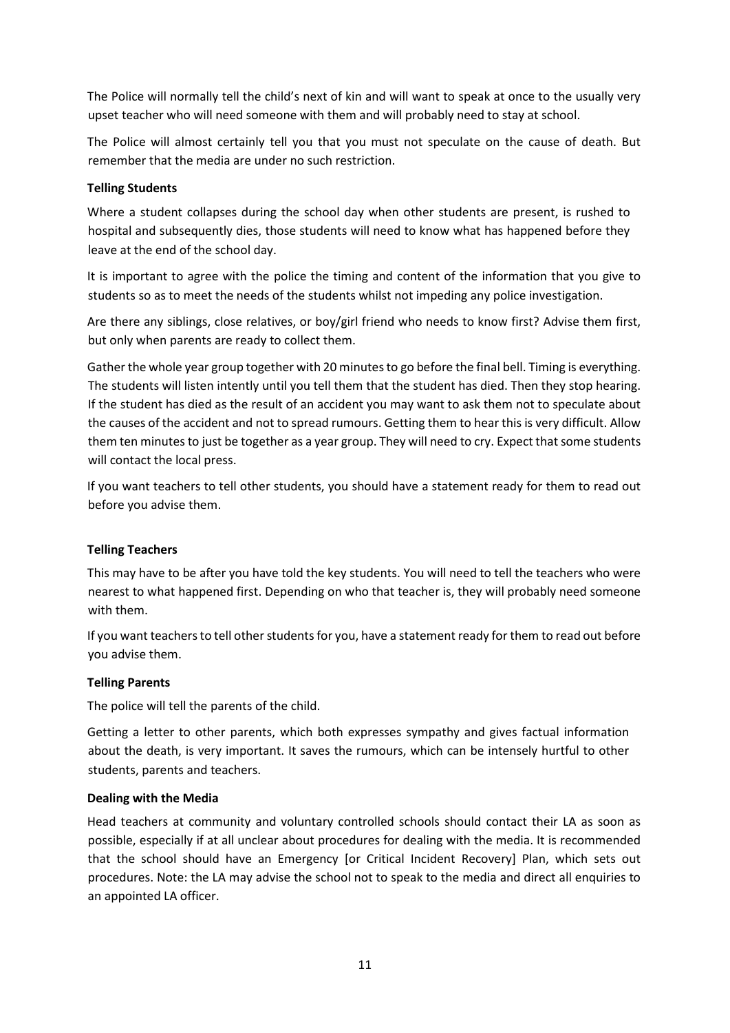The Police will normally tell the child's next of kin and will want to speak at once to the usually very upset teacher who will need someone with them and will probably need to stay at school.

The Police will almost certainly tell you that you must not speculate on the cause of death. But remember that the media are under no such restriction.

**Telling Students**

Where a student collapses during the school day when other students are present, is rushed to hospital and subsequently dies, those students will need to know what has happened before they leave at the end of the school day.

It is important to agree with the police the timing and content of the information that you give to students so as to meet the needs of the students whilst not impeding any police investigation.

Are there any siblings, close relatives, or boy/girl friend who needs to know first? Advise them first, but only when parents are ready to collect them.

Gather the whole year group together with 20 minutes to go before the final bell. Timing is everything. The students will listen intently until you tell them that the student has died. Then they stop hearing. If the student has died as the result of an accident you may want to ask them not to speculate about the causes of the accident and not to spread rumours. Getting them to hear this is very difficult. Allow them ten minutes to just be together as a year group. They will need to cry. Expect that some students will contact the local press.

If you want teachers to tell other students, you should have a statement ready for them to read out before you advise them.

**Telling Teachers**

This may have to be after you have told the key students. You will need to tell the teachers who were nearest to what happened first. Depending on who that teacher is, they will probably need someone with them.

If you want teachers to tell other students for you, have a statement ready for them to read out before you advise them.

**Telling Parents**

The police will tell the parents of the child.

Getting a letter to other parents, which both expresses sympathy and gives factual information about the death, is very important. It saves the rumours, which can be intensely hurtful to other students, parents and teachers.

**Dealing with the Media**

Head teachers at community and voluntary controlled schools should contact their LA as soon as possible, especially if at all unclear about procedures for dealing with the media. It is recommended that the school should have an Emergency [or Critical Incident Recovery] Plan, which sets out procedures. Note: the LA may advise the school not to speak to the media and direct all enquiries to an appointed LA officer.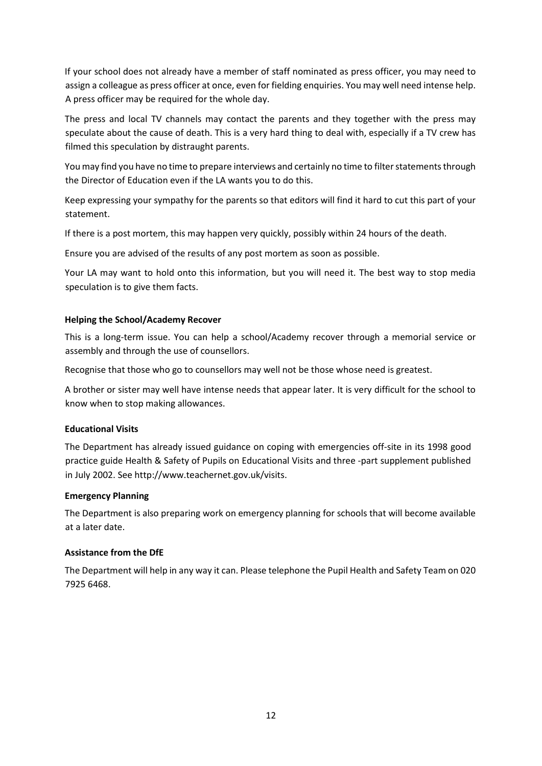If your school does not already have a member of staff nominated as press officer, you may need to assign a colleague as press officer at once, even for fielding enquiries. You may well need intense help. A press officer may be required for the whole day.

The press and local TV channels may contact the parents and they together with the press may speculate about the cause of death. This is a very hard thing to deal with, especially if a TV crew has filmed this speculation by distraught parents.

You may find you have no time to prepare interviews and certainly no time to filter statements through the Director of Education even if the LA wants you to do this.

Keep expressing your sympathy for the parents so that editors will find it hard to cut this part of your statement.

If there is a post mortem, this may happen very quickly, possibly within 24 hours of the death.

Ensure you are advised of the results of any post mortem as soon as possible.

Your LA may want to hold onto this information, but you will need it. The best way to stop media speculation is to give them facts.

**Helping the School/Academy Recover**

This is a long-term issue. You can help a school/Academy recover through a memorial service or assembly and through the use of counsellors.

Recognise that those who go to counsellors may well not be those whose need is greatest.

A brother or sister may well have intense needs that appear later. It is very difficult for the school to know when to stop making allowances.

**Educational Visits**

The Department has already issued guidance on coping with emergencies off-site in its 1998 good practice guide Health & Safety of Pupils on Educational Visits and three -part supplement published in July 2002. See http://www.teachernet.gov.uk/visits.

**Emergency Planning**

The Department is also preparing work on emergency planning for schools that will become available at a later date.

**Assistance from the DfE**

The Department will help in any way it can. Please telephone the Pupil Health and Safety Team on 020 7925 6468.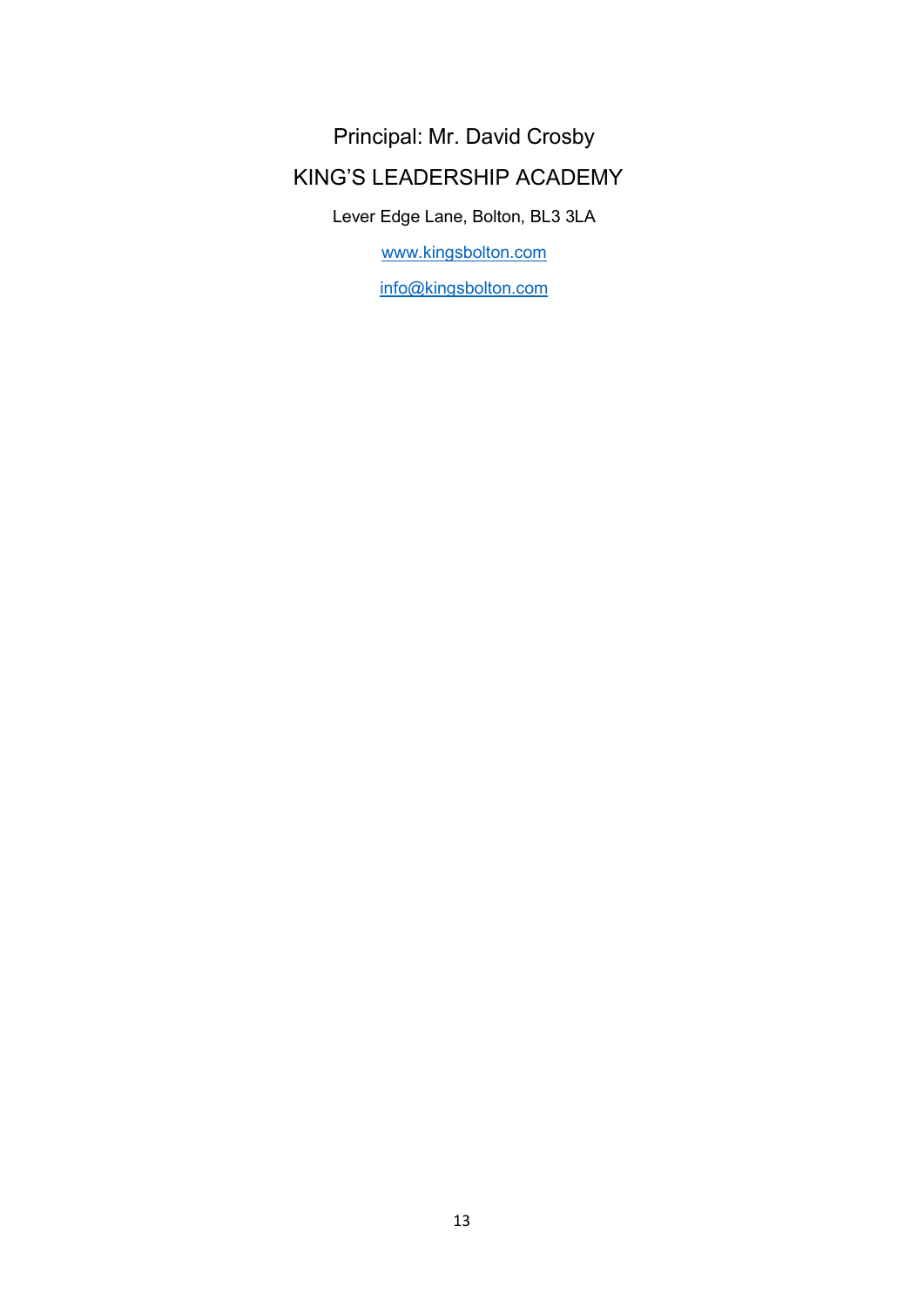Principal: Mr. David Crosby

KING’S LEADERSHIP ACADEMY

Lever Edge Lane, Bolton, BL3 3LA

www.kingsbolton.com

info@kingsbolton.com